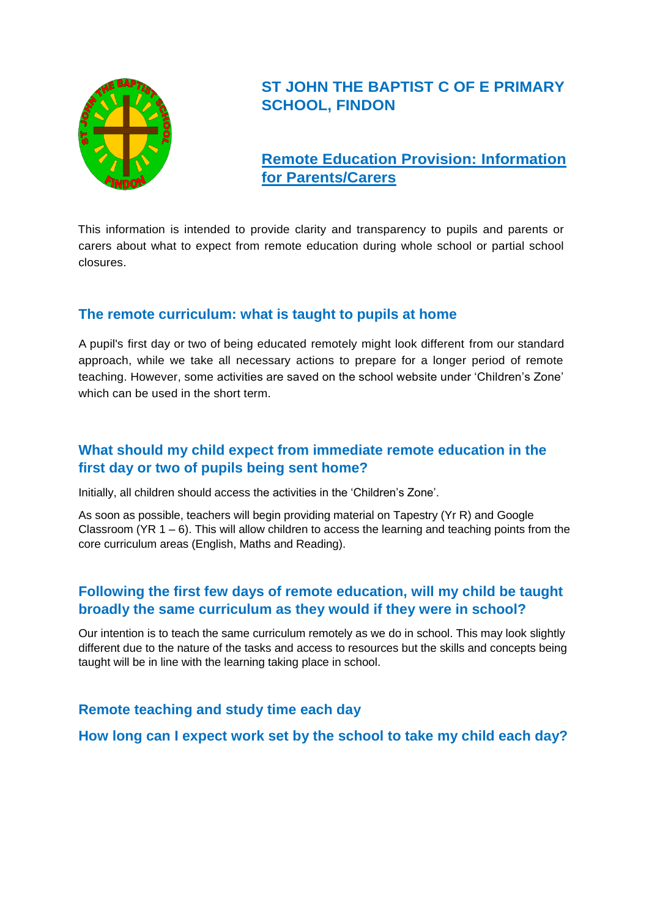# ST JOHN THE BAPTIST C OF E PRIMARY SCHOOL, FINDON

## Remote Education Provision: Information for Parents/Carers

This information is intended to provide clarity and transparency to pupils and parents or carers about what to expect from remote education during whole school or partial school closures.

## The remote curriculum: what is taught to pupils at home

A pupil's first day or two of being educated remotely might look different from our standard approach, while we take all necessary actions to prepare for a longer period of remote teaching. However, some activities are saved on the school website under 'Children's Zone' which can be used in the short term.

### What should my child expect from immediate remote education in the first day or two of pupils being sent home?

Initially, all children should access the activities in the 'Children's Zone'.

As soon as possible, teachers will begin providing material on Tapestry (Yr R) and Google Classroom (YR 1 – 6). This will allow children to access the learning and teaching points from the core curriculum areas (English, Maths and Reading).

### Following the first few days of remote education, will my child be taught broadly the same curriculum as they would if they were in school?

Our intention is to teach the same curriculum remotely as we do in school. This may look slightly different due to the nature of the tasks and access to resources but the skills and concepts being taught will be in line with the learning taking place in school.

## Remote teaching and study time each day

### How long can I expect work set by the school to take my child each day?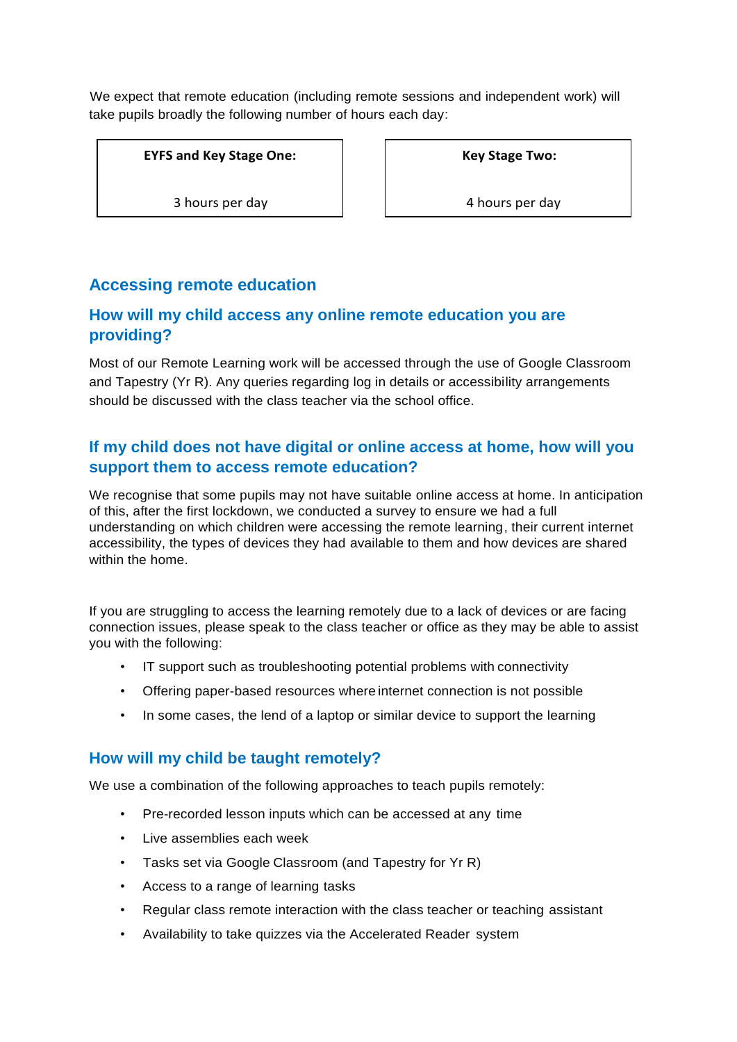We expect that remote education (including remote sessions and independent work) will take pupils broadly the following number of hours each day:

| EYFS and Key Stage One: | Key Stage Two: |
| --- | --- |
| 3 hours per day | 4 hours per day |

## Accessing remote education

### How will my child access any online remote education you are providing?

Most of our Remote Learning work will be accessed through the use of Google Classroom and Tapestry (Yr R). Any queries regarding log in details or accessibility arrangements should be discussed with the class teacher via the school office.

### If my child does not have digital or online access at home, how will you support them to access remote education?

We recognise that some pupils may not have suitable online access at home. In anticipation of this, after the first lockdown, we conducted a survey to ensure we had a full understanding on which children were accessing the remote learning, their current internet accessibility, the types of devices they had available to them and how devices are shared within the home.

If you are struggling to access the learning remotely due to a lack of devices or are facing connection issues, please speak to the class teacher or office as they may be able to assist you with the following:

- IT support such as troubleshooting potential problems with connectivity
- Offering paper-based resources where internet connection is not possible
- In some cases, the lend of a laptop or similar device to support the learning

### How will my child be taught remotely?

We use a combination of the following approaches to teach pupils remotely:

- Pre-recorded lesson inputs which can be accessed at any time
- Live assemblies each week
- Tasks set via Google Classroom (and Tapestry for Yr R)
- Access to a range of learning tasks
- Regular class remote interaction with the class teacher or teaching assistant
- Availability to take quizzes via the Accelerated Reader system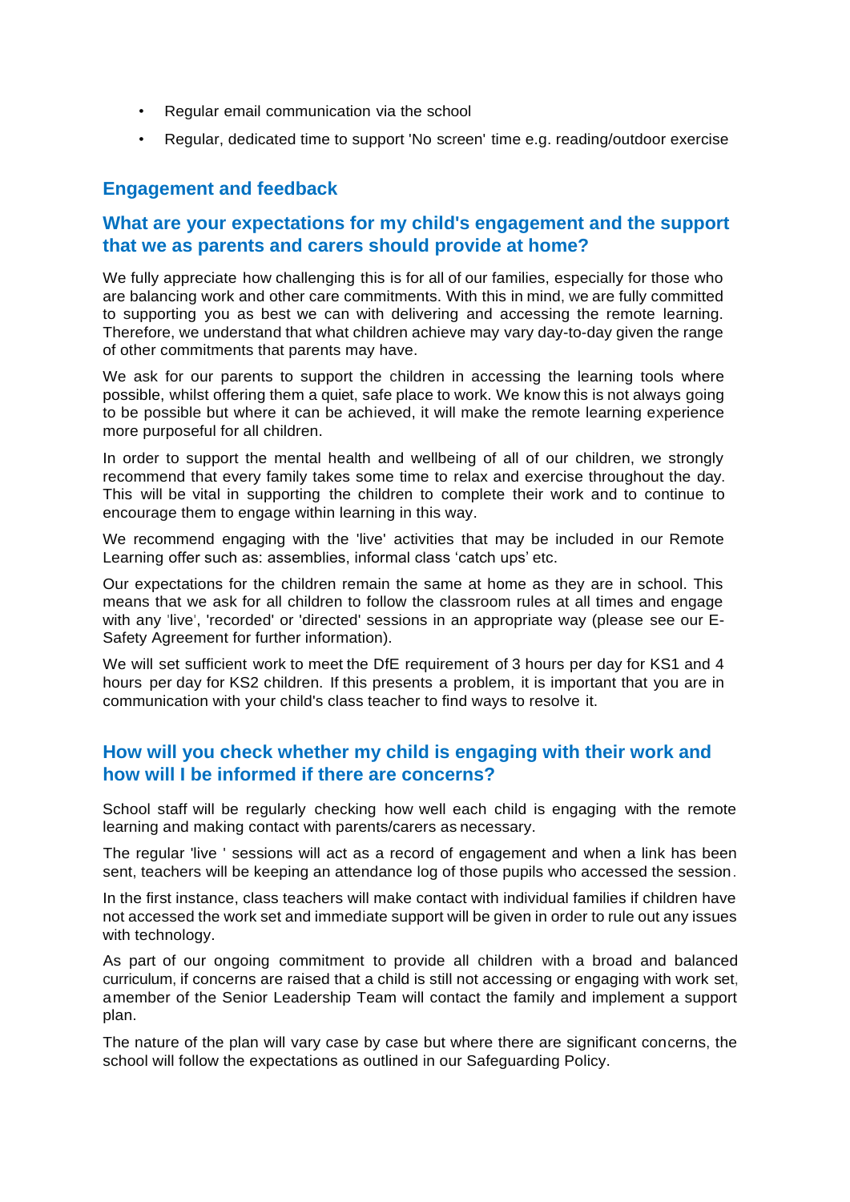- Regular email communication via the school
- Regular, dedicated time to support 'No screen' time e.g. reading/outdoor exercise

## Engagement and feedback

### What are your expectations for my child's engagement and the support that we as parents and carers should provide at home?

We fully appreciate how challenging this is for all of our families, especially for those who are balancing work and other care commitments. With this in mind, we are fully committed to supporting you as best we can with delivering and accessing the remote learning. Therefore, we understand that what children achieve may vary day-to-day given the range of other commitments that parents may have.

We ask for our parents to support the children in accessing the learning tools where possible, whilst offering them a quiet, safe place to work. We know this is not always going to be possible but where it can be achieved, it will make the remote learning experience more purposeful for all children.

In order to support the mental health and wellbeing of all of our children, we strongly recommend that every family takes some time to relax and exercise throughout the day. This will be vital in supporting the children to complete their work and to continue to encourage them to engage within learning in this way.

We recommend engaging with the 'live' activities that may be included in our Remote Learning offer such as: assemblies, informal class 'catch ups' etc.

Our expectations for the children remain the same at home as they are in school. This means that we ask for all children to follow the classroom rules at all times and engage with any 'live', 'recorded' or 'directed' sessions in an appropriate way (please see our E-Safety Agreement for further information).

We will set sufficient work to meet the DfE requirement of 3 hours per day for KS1 and 4 hours per day for KS2 children. If this presents a problem, it is important that you are in communication with your child's class teacher to find ways to resolve it.

### How will you check whether my child is engaging with their work and how will I be informed if there are concerns?

School staff will be regularly checking how well each child is engaging with the remote learning and making contact with parents/carers as necessary.

The regular 'live ' sessions will act as a record of engagement and when a link has been sent, teachers will be keeping an attendance log of those pupils who accessed the session.

In the first instance, class teachers will make contact with individual families if children have not accessed the work set and immediate support will be given in order to rule out any issues with technology.

As part of our ongoing commitment to provide all children with a broad and balanced curriculum, if concerns are raised that a child is still not accessing or engaging with work set, a member of the Senior Leadership Team will contact the family and implement a support plan.

The nature of the plan will vary case by case but where there are significant concerns, the school will follow the expectations as outlined in our Safeguarding Policy.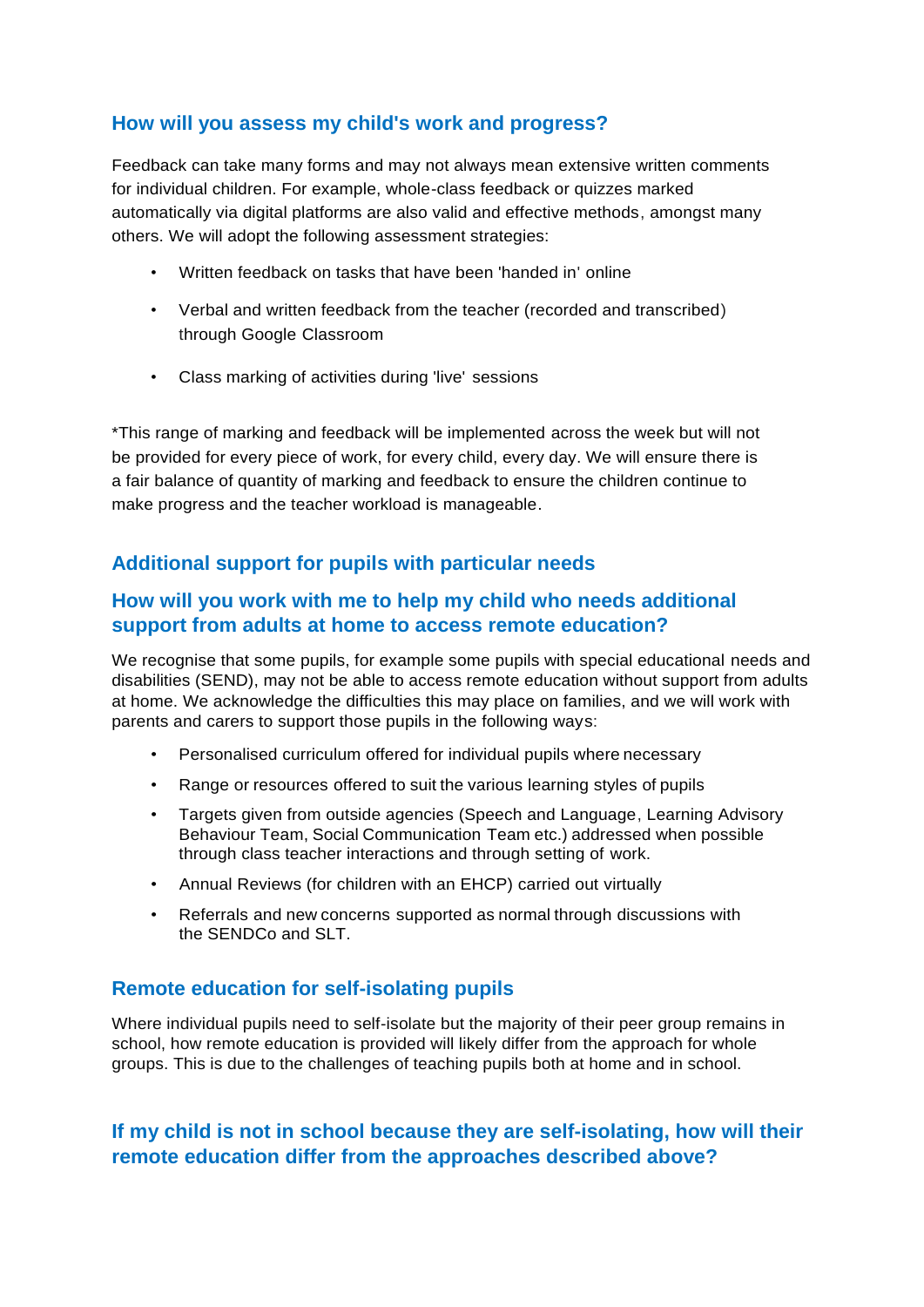### How will you assess my child's work and progress?

Feedback can take many forms and may not always mean extensive written comments for individual children. For example, whole-class feedback or quizzes marked automatically via digital platforms are also valid and effective methods, amongst many others. We will adopt the following assessment strategies:

- Written feedback on tasks that have been 'handed in' online
- Verbal and written feedback from the teacher (recorded and transcribed) through Google Classroom
- Class marking of activities during 'live' sessions

*This range of marking and feedback will be implemented across the week but will not be provided for every piece of work, for every child, every day. We will ensure there is a fair balance of quantity of marking and feedback to ensure the children continue to make progress and the teacher workload is manageable.

## Additional support for pupils with particular needs

### How will you work with me to help my child who needs additional support from adults at home to access remote education?

We recognise that some pupils, for example some pupils with special educational needs and disabilities (SEND), may not be able to access remote education without support from adults at home. We acknowledge the difficulties this may place on families, and we will work with parents and carers to support those pupils in the following ways:

- Personalised curriculum offered for individual pupils where necessary
- Range or resources offered to suit the various learning styles of pupils
- Targets given from outside agencies (Speech and Language, Learning Advisory Behaviour Team, Social Communication Team etc.) addressed when possible through class teacher interactions and through setting of work.
- Annual Reviews (for children with an EHCP) carried out virtually
- Referrals and new concerns supported as normal through discussions with the SENDCo and SLT.

## Remote education for self-isolating pupils

Where individual pupils need to self-isolate but the majority of their peer group remains in school, how remote education is provided will likely differ from the approach for whole groups. This is due to the challenges of teaching pupils both at home and in school.

### If my child is not in school because they are self-isolating, how will their remote education differ from the approaches described above?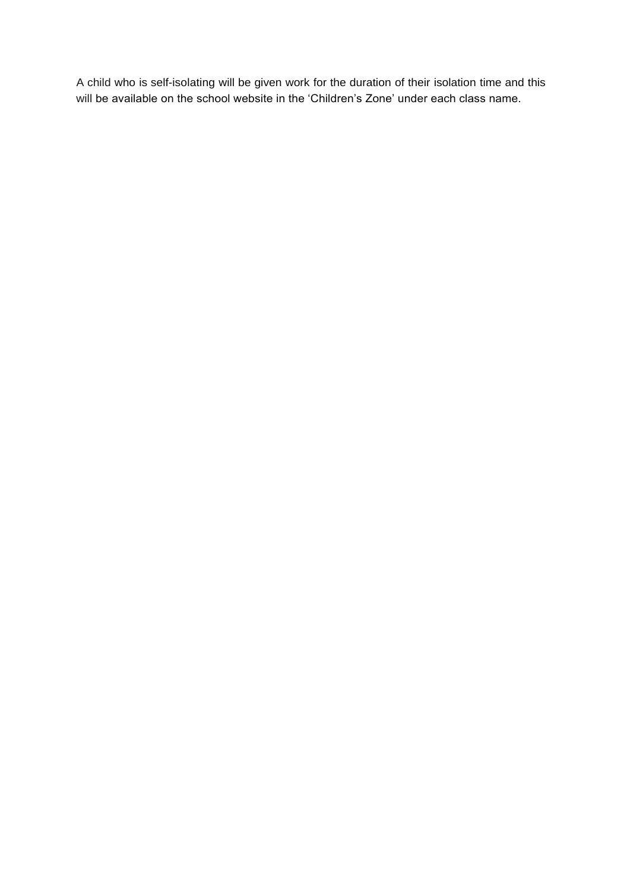A child who is self-isolating will be given work for the duration of their isolation time and this will be available on the school website in the 'Children's Zone' under each class name.